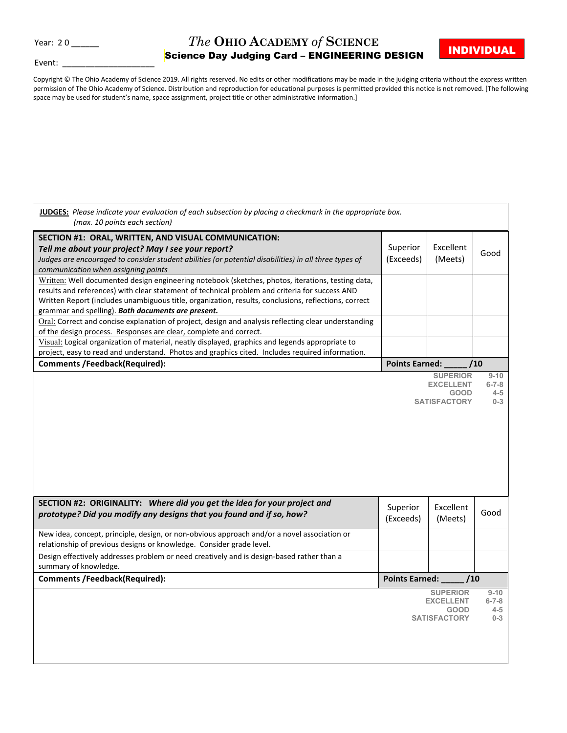Year: 2 0 ______

# *The* OHIO ACADEMY *of* SCIENCE

## Science Day Judging Card – ENGINEERING DESIGN

**INDIVIDUAL**

Event: ____________________

Copyright © The Ohio Academy of Science 2019. All rights reserved. No edits or other modifications may be made in the judging criteria without the express written permission of The Ohio Academy of Science. Distribution and reproduction for educational purposes is permitted provided this notice is not removed. [The following space may be used for student's name, space assignment, project title or other administrative information.]

**JUDGES:** *Please indicate your evaluation of each subsection by placing a checkmark in the appropriate box. (max. 10 points each section)*

| **SECTION #1: ORAL, WRITTEN, AND VISUAL COMMUNICATION:** ***Tell me about your project? May I see your report?*** *Judges are encouraged to consider student abilities (or potential disabilities) in all three types of communication when assigning points* | Superior (Exceeds) | Excellent (Meets) | Good |
|---|---|---|---|
| Written: Well documented design engineering notebook (sketches, photos, iterations, testing data, results and references) with clear statement of technical problem and criteria for success AND Written Report (includes unambiguous title, organization, results, conclusions, reflections, correct grammar and spelling). ***Both documents are present.*** | | | |
| Oral: Correct and concise explanation of project, design and analysis reflecting clear understanding of the design process. Responses are clear, complete and correct. | | | |
| Visual: Logical organization of material, neatly displayed, graphics and legends appropriate to project, easy to read and understand. Photos and graphics cited. Includes required information. | | | |
| **Comments /Feedback(Required):** | **Points Earned: _____ /10** | | |

| | |
|---|---|
| SUPERIOR | 9-10 |
| EXCELLENT | 6-7-8 |
| GOOD | 4-5 |
| SATISFACTORY | 0-3 |

| **SECTION #2: ORIGINALITY:** ***Where did you get the idea for your project and prototype? Did you modify any designs that you found and if so, how?*** | Superior (Exceeds) | Excellent (Meets) | Good |
|---|---|---|---|
| New idea, concept, principle, design, or non-obvious approach and/or a novel association or relationship of previous designs or knowledge. Consider grade level. | | | |
| Design effectively addresses problem or need creatively and is design-based rather than a summary of knowledge. | | | |
| **Comments /Feedback(Required):** | **Points Earned: _____ /10** | | |

| | |
|---|---|
| SUPERIOR | 9-10 |
| EXCELLENT | 6-7-8 |
| GOOD | 4-5 |
| SATISFACTORY | 0-3 |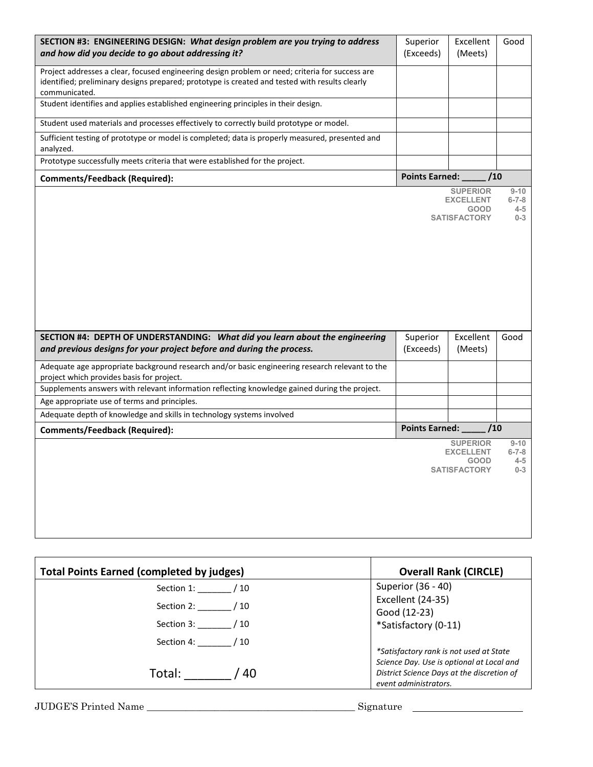| SECTION #3: ENGINEERING DESIGN: *What design problem are you trying to address and how did you decide to go about addressing it?* | Superior (Exceeds) | Excellent (Meets) | Good |
|---|---|---|---|
| Project addresses a clear, focused engineering design problem or need; criteria for success are identified; preliminary designs prepared; prototype is created and tested with results clearly communicated. | | | |
| Student identifies and applies established engineering principles in their design. | | | |
| Student used materials and processes effectively to correctly build prototype or model. | | | |
| Sufficient testing of prototype or model is completed; data is properly measured, presented and analyzed. | | | |
| Prototype successfully meets criteria that were established for the project. | | | |
| **Comments/Feedback (Required):** | **Points Earned: _____ /10** | | |

SUPERIOR 9-10
EXCELLENT 6-7-8
GOOD 4-5
SATISFACTORY 0-3

| SECTION #4: DEPTH OF UNDERSTANDING: *What did you learn about the engineering and previous designs for your project before and during the process.* | Superior (Exceeds) | Excellent (Meets) | Good |
|---|---|---|---|
| Adequate age appropriate background research and/or basic engineering research relevant to the project which provides basis for project. | | | |
| Supplements answers with relevant information reflecting knowledge gained during the project. | | | |
| Age appropriate use of terms and principles. | | | |
| Adequate depth of knowledge and skills in technology systems involved | | | |
| **Comments/Feedback (Required):** | **Points Earned: _____ /10** | | |

SUPERIOR 9-10
EXCELLENT 6-7-8
GOOD 4-5
SATISFACTORY 0-3

| **Total Points Earned (completed by judges)** | **Overall Rank (CIRCLE)** |
|---|---|
| Section 1: _______ / 10<br>Section 2: _______ / 10<br>Section 3: _______ / 10<br>Section 4: _______ / 10<br><br>Total: _______ / 40 | Superior (36 - 40)<br>Excellent (24-35)<br>Good (12-23)<br>*Satisfactory (0-11)<br><br>*\*Satisfactory rank is not used at State Science Day. Use is optional at Local and District Science Days at the discretion of event administrators.* |

JUDGE'S Printed Name ______________________________ Signature ______________________